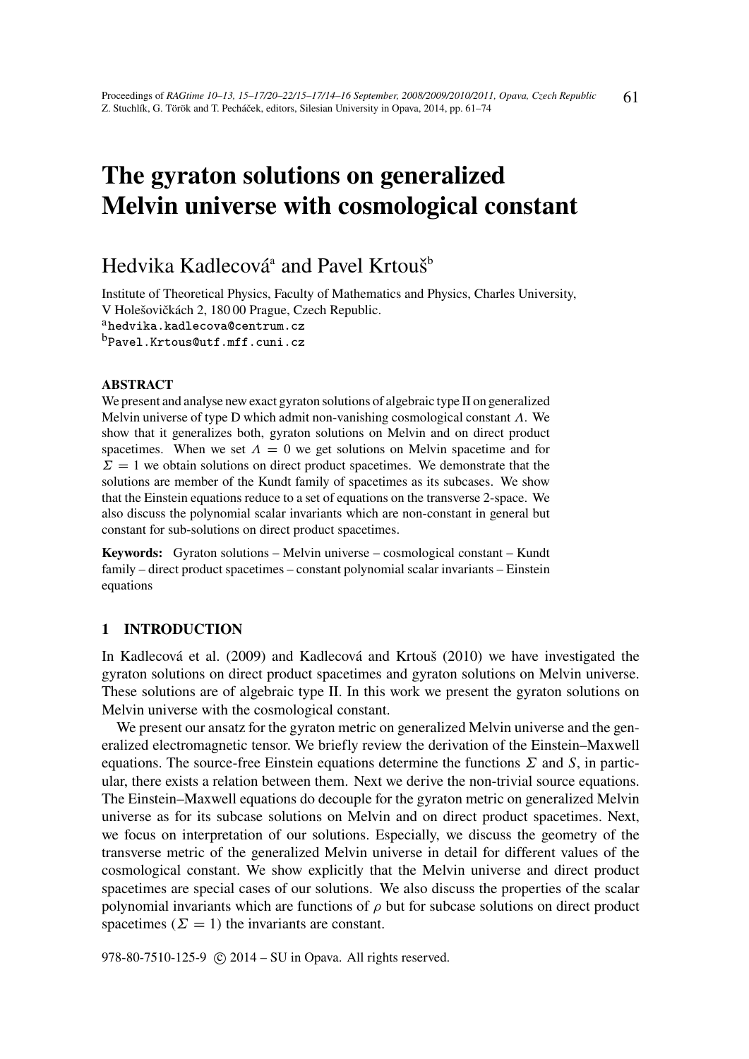# The gyraton solutions on generalized Melvin universe with cosmological constant

Hedvika Kadlecová[a] and Pavel Krtouš[b]

Institute of Theoretical Physics, Faculty of Mathematics and Physics, Charles University, V Holešovičkách 2, 180 00 Prague, Czech Republic.

[a]hedvika.kadlecova@centrum.cz

[b]Pavel.Krtous@utf.mff.cuni.cz

#### ABSTRACT

We present and analyse new exact gyraton solutions of algebraic type II on generalized Melvin universe of type D which admit non-vanishing cosmological constant $\Lambda$. We show that it generalizes both, gyraton solutions on Melvin and on direct product spacetimes. When we set $\Lambda = 0$ we get solutions on Melvin spacetime and for $\Sigma = 1$ we obtain solutions on direct product spacetimes. We demonstrate that the solutions are member of the Kundt family of spacetimes as its subcases. We show that the Einstein equations reduce to a set of equations on the transverse 2-space. We also discuss the polynomial scalar invariants which are non-constant in general but constant for sub-solutions on direct product spacetimes.

**Keywords:** Gyraton solutions – Melvin universe – cosmological constant – Kundt family – direct product spacetimes – constant polynomial scalar invariants – Einstein equations

## 1 INTRODUCTION

In Kadlecová et al. (2009) and Kadlecová and Krtouš (2010) we have investigated the gyraton solutions on direct product spacetimes and gyraton solutions on Melvin universe. These solutions are of algebraic type II. In this work we present the gyraton solutions on Melvin universe with the cosmological constant.

We present our ansatz for the gyraton metric on generalized Melvin universe and the generalized electromagnetic tensor. We briefly review the derivation of the Einstein–Maxwell equations. The source-free Einstein equations determine the functions $\Sigma$ and $S$, in particular, there exists a relation between them. Next we derive the non-trivial source equations. The Einstein–Maxwell equations do decouple for the gyraton metric on generalized Melvin universe as for its subcase solutions on Melvin and on direct product spacetimes. Next, we focus on interpretation of our solutions. Especially, we discuss the geometry of the transverse metric of the generalized Melvin universe in detail for different values of the cosmological constant. We show explicitly that the Melvin universe and direct product spacetimes are special cases of our solutions. We also discuss the properties of the scalar polynomial invariants which are functions of $\rho$ but for subcase solutions on direct product spacetimes ($\Sigma = 1$) the invariants are constant.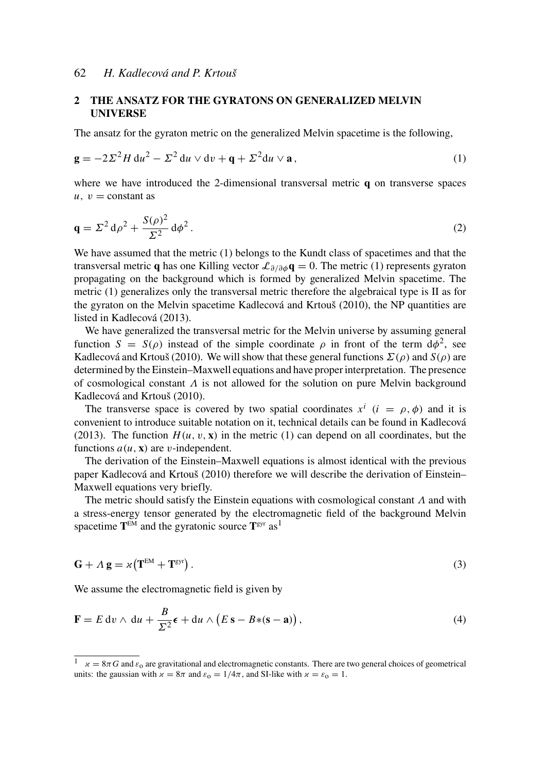## 2 THE ANSATZ FOR THE GYRATONS ON GENERALIZED MELVIN UNIVERSE

The ansatz for the gyraton metric on the generalized Melvin spacetime is the following,

$$\mathbf{g} = -2\Sigma^2 H\, \mathrm{d}u^2 - \Sigma^2\, \mathrm{d}u \vee \mathrm{d}v + \mathbf{q} + \Sigma^2 \mathrm{d}u \vee \mathbf{a}\,, \tag{1}$$

where we have introduced the 2-dimensional transversal metric $\mathbf{q}$ on transverse spaces $u,\ v = \text{constant}$ as

$$\mathbf{q} = \Sigma^2\, \mathrm{d}\rho^2 + \frac{S(\rho)^2}{\Sigma^2}\, \mathrm{d}\phi^2\,. \tag{2}$$

We have assumed that the metric (1) belongs to the Kundt class of spacetimes and that the transversal metric $\mathbf{q}$ has one Killing vector $\mathcal{L}_{\partial/\partial\phi}\mathbf{q} = 0$. The metric (1) represents gyraton propagating on the background which is formed by generalized Melvin spacetime. The metric (1) generalizes only the transversal metric therefore the algebraical type is II as for the gyraton on the Melvin spacetime Kadlecová and Krtouš (2010), the NP quantities are listed in Kadlecová (2013).

We have generalized the transversal metric for the Melvin universe by assuming general function $S = S(\rho)$ instead of the simple coordinate $\rho$ in front of the term $\mathrm{d}\phi^2$, see Kadlecová and Krtouš (2010). We will show that these general functions $\Sigma(\rho)$ and $S(\rho)$ are determined by the Einstein–Maxwell equations and have proper interpretation. The presence of cosmological constant $\Lambda$ is not allowed for the solution on pure Melvin background Kadlecová and Krtouš (2010).

The transverse space is covered by two spatial coordinates $x^i$ ($i = \rho, \phi$) and it is convenient to introduce suitable notation on it, technical details can be found in Kadlecová (2013). The function $H(u, v, \mathbf{x})$ in the metric (1) can depend on all coordinates, but the functions $a(u, \mathbf{x})$ are $v$-independent.

The derivation of the Einstein–Maxwell equations is almost identical with the previous paper Kadlecová and Krtouš (2010) therefore we will describe the derivation of Einstein–Maxwell equations very briefly.

The metric should satisfy the Einstein equations with cosmological constant $\Lambda$ and with a stress-energy tensor generated by the electromagnetic field of the background Melvin spacetime $\mathbf{T}^{\mathrm{EM}}$ and the gyratonic source $\mathbf{T}^{\mathrm{gyr}}$ as[1]

$$\mathbf{G} + \Lambda\, \mathbf{g} = \varkappa\big(\mathbf{T}^{\mathrm{EM}} + \mathbf{T}^{\mathrm{gyr}}\big)\,. \tag{3}$$

We assume the electromagnetic field is given by

$$\mathbf{F} = E\, \mathrm{d}v \wedge \mathrm{d}u + \frac{B}{\Sigma^2}\boldsymbol{\epsilon} + \mathrm{d}u \wedge \big(E\, \mathbf{s} - B{*}(\mathbf{s} - \mathbf{a})\big)\,, \tag{4}$$

[1] $\varkappa = 8\pi G$ and $\varepsilon_{\mathrm{o}}$ are gravitational and electromagnetic constants. There are two general choices of geometrical units: the gaussian with $\varkappa = 8\pi$ and $\varepsilon_{\mathrm{o}} = 1/4\pi$, and SI-like with $\varkappa = \varepsilon_{\mathrm{o}} = 1$.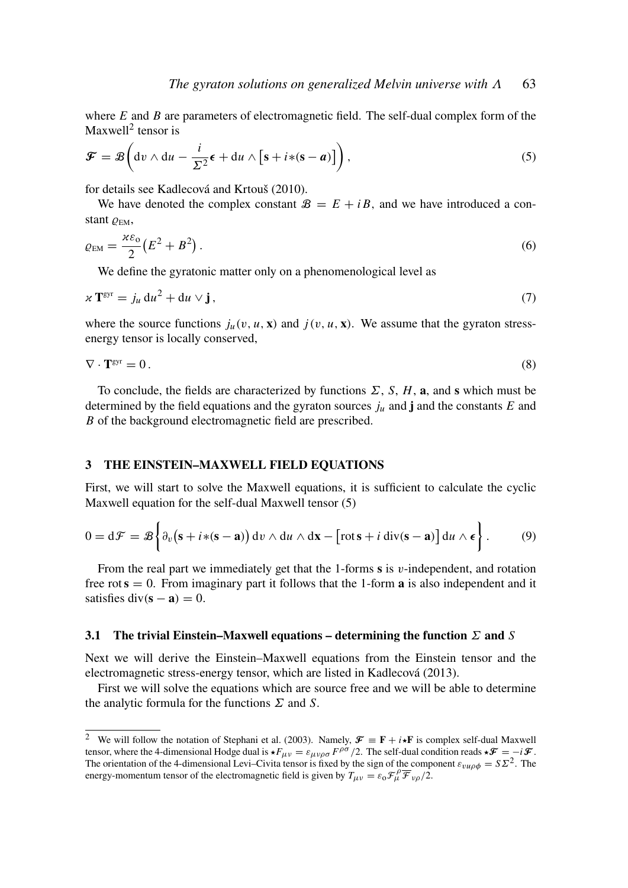where $E$ and $B$ are parameters of electromagnetic field. The self-dual complex form of the Maxwell[2] tensor is

$$\boldsymbol{\mathcal{F}} = \mathcal{B}\bigg(\mathrm{d}v \wedge \mathrm{d}u - \frac{i}{\Sigma^2}\boldsymbol{\epsilon} + \mathrm{d}u \wedge \big[\mathbf{s} + i{*}(\mathbf{s} - \boldsymbol{a})\big]\bigg)\,, \tag{5}$$

for details see Kadlecová and Krtouš (2010).

We have denoted the complex constant $\mathcal{B} = E + iB$, and we have introduced a constant $\varrho_{\mathrm{EM}}$,

$$\varrho_{\mathrm{EM}} = \frac{\varkappa\varepsilon_{\mathrm{o}}}{2}\big(E^2 + B^2\big)\,. \tag{6}$$

We define the gyratonic matter only on a phenomenological level as

$$\varkappa\, \mathbf{T}^{\mathrm{gyr}} = j_u\, \mathrm{d}u^2 + \mathrm{d}u \vee \mathbf{j}\,, \tag{7}$$

where the source functions $j_u(v, u, \mathbf{x})$ and $j(v, u, \mathbf{x})$. We assume that the gyraton stress-energy tensor is locally conserved,

$$\nabla \cdot \mathbf{T}^{\mathrm{gyr}} = 0\,. \tag{8}$$

To conclude, the fields are characterized by functions $\Sigma$, $S$, $H$, $\mathbf{a}$, and $\mathbf{s}$ which must be determined by the field equations and the gyraton sources $j_u$ and $\mathbf{j}$ and the constants $E$ and $B$ of the background electromagnetic field are prescribed.

## 3 THE EINSTEIN–MAXWELL FIELD EQUATIONS

First, we will start to solve the Maxwell equations, it is sufficient to calculate the cyclic Maxwell equation for the self-dual Maxwell tensor (5)

$$0 = \mathrm{d}\mathcal{F} = \mathcal{B}\bigg\{\partial_v\big(\mathbf{s} + i{*}(\mathbf{s} - \mathbf{a})\big)\, \mathrm{d}v \wedge \mathrm{d}u \wedge \mathrm{d}\mathbf{x} - \big[\mathrm{rot}\,\mathbf{s} + i\,\mathrm{div}(\mathbf{s} - \mathbf{a})\big]\, \mathrm{d}u \wedge \boldsymbol{\epsilon}\bigg\}\,. \tag{9}$$

From the real part we immediately get that the 1-forms $\mathbf{s}$ is $v$-independent, and rotation free $\mathrm{rot}\,\mathbf{s} = 0$. From imaginary part it follows that the 1-form $\mathbf{a}$ is also independent and it satisfies $\mathrm{div}(\mathbf{s} - \mathbf{a}) = 0$.

### 3.1 The trivial Einstein–Maxwell equations – determining the function $\Sigma$ and $S$

Next we will derive the Einstein–Maxwell equations from the Einstein tensor and the electromagnetic stress-energy tensor, which are listed in Kadlecová (2013).

First we will solve the equations which are source free and we will be able to determine the analytic formula for the functions $\Sigma$ and $S$.

---

[2] We will follow the notation of Stephani et al. (2003). Namely, $\boldsymbol{\mathcal{F}} \equiv \mathbf{F} + i{\star}\mathbf{F}$ is complex self-dual Maxwell tensor, where the 4-dimensional Hodge dual is ${\star}F_{\mu\nu} = \varepsilon_{\mu\nu\rho\sigma}F^{\rho\sigma}/2$. The self-dual condition reads ${\star}\boldsymbol{\mathcal{F}} = -i\boldsymbol{\mathcal{F}}$. The orientation of the 4-dimensional Levi–Civita tensor is fixed by the sign of the component $\varepsilon_{vu\rho\phi} = S\Sigma^2$. The energy-momentum tensor of the electromagnetic field is given by $T_{\mu\nu} = \varepsilon_{\mathrm{o}}\mathcal{F}_{\mu}{}^{\rho}\overline{\mathcal{F}}_{\nu\rho}/2$.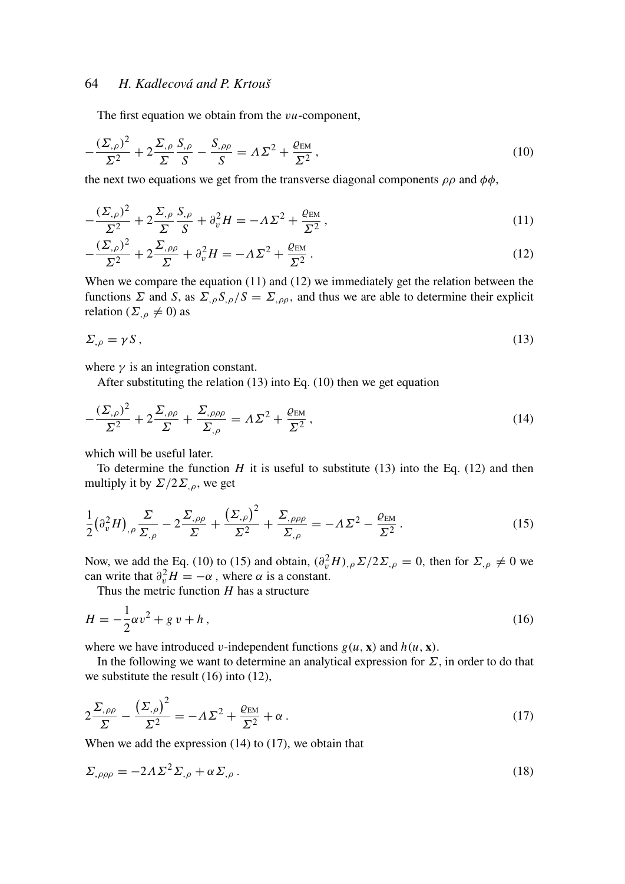The first equation we obtain from the $vu$-component,

$$-\frac{(\Sigma_{,\rho})^2}{\Sigma^2} + 2\frac{\Sigma_{,\rho}}{\Sigma}\frac{S_{,\rho}}{S} - \frac{S_{,\rho\rho}}{S} = \Lambda\Sigma^2 + \frac{\varrho_{\mathrm{EM}}}{\Sigma^2}\,, \tag{10}$$

the next two equations we get from the transverse diagonal components $\rho\rho$ and $\phi\phi$,

$$-\frac{(\Sigma_{,\rho})^2}{\Sigma^2} + 2\frac{\Sigma_{,\rho}}{\Sigma}\frac{S_{,\rho}}{S} + \partial_v^2 H = -\Lambda\Sigma^2 + \frac{\varrho_{\mathrm{EM}}}{\Sigma^2}\,, \tag{11}$$

$$-\frac{(\Sigma_{,\rho})^2}{\Sigma^2} + 2\frac{\Sigma_{,\rho\rho}}{\Sigma} + \partial_v^2 H = -\Lambda\Sigma^2 + \frac{\varrho_{\mathrm{EM}}}{\Sigma^2}\,. \tag{12}$$

When we compare the equation (11) and (12) we immediately get the relation between the functions $\Sigma$ and $S$, as $\Sigma_{,\rho}S_{,\rho}/S = \Sigma_{,\rho\rho}$, and thus we are able to determine their explicit relation ($\Sigma_{,\rho} \neq 0$) as

$$\Sigma_{,\rho} = \gamma S\,, \tag{13}$$

where $\gamma$ is an integration constant.

After substituting the relation (13) into Eq. (10) then we get equation

$$-\frac{(\Sigma_{,\rho})^2}{\Sigma^2} + 2\frac{\Sigma_{,\rho\rho}}{\Sigma} + \frac{\Sigma_{,\rho\rho\rho}}{\Sigma_{,\rho}} = \Lambda\Sigma^2 + \frac{\varrho_{\mathrm{EM}}}{\Sigma^2}\,, \tag{14}$$

which will be useful later.

To determine the function $H$ it is useful to substitute (13) into the Eq. (12) and then multiply it by $\Sigma/2\Sigma_{,\rho}$, we get

$$\frac{1}{2}\big(\partial_v^2 H\big)_{,\rho}\frac{\Sigma}{\Sigma_{,\rho}} - 2\frac{\Sigma_{,\rho\rho}}{\Sigma} + \frac{\big(\Sigma_{,\rho}\big)^2}{\Sigma^2} + \frac{\Sigma_{,\rho\rho\rho}}{\Sigma_{,\rho}} = -\Lambda\Sigma^2 - \frac{\varrho_{\mathrm{EM}}}{\Sigma^2}\,. \tag{15}$$

Now, we add the Eq. (10) to (15) and obtain, $(\partial_v^2 H)_{,\rho}\Sigma/2\Sigma_{,\rho} = 0$, then for $\Sigma_{,\rho} \neq 0$ we can write that $\partial_v^2 H = -\alpha$ , where $\alpha$ is a constant.

Thus the metric function $H$ has a structure

$$H = -\frac{1}{2}\alpha v^2 + g\,v + h\,, \tag{16}$$

where we have introduced $v$-independent functions $g(u, \mathbf{x})$ and $h(u, \mathbf{x})$.

In the following we want to determine an analytical expression for $\Sigma$, in order to do that we substitute the result (16) into (12),

$$2\frac{\Sigma_{,\rho\rho}}{\Sigma} - \frac{\big(\Sigma_{,\rho}\big)^2}{\Sigma^2} = -\Lambda\Sigma^2 + \frac{\varrho_{\mathrm{EM}}}{\Sigma^2} + \alpha\,. \tag{17}$$

When we add the expression (14) to (17), we obtain that

$$\Sigma_{,\rho\rho\rho} = -2\Lambda\Sigma^2\Sigma_{,\rho} + \alpha\Sigma_{,\rho}\,. \tag{18}$$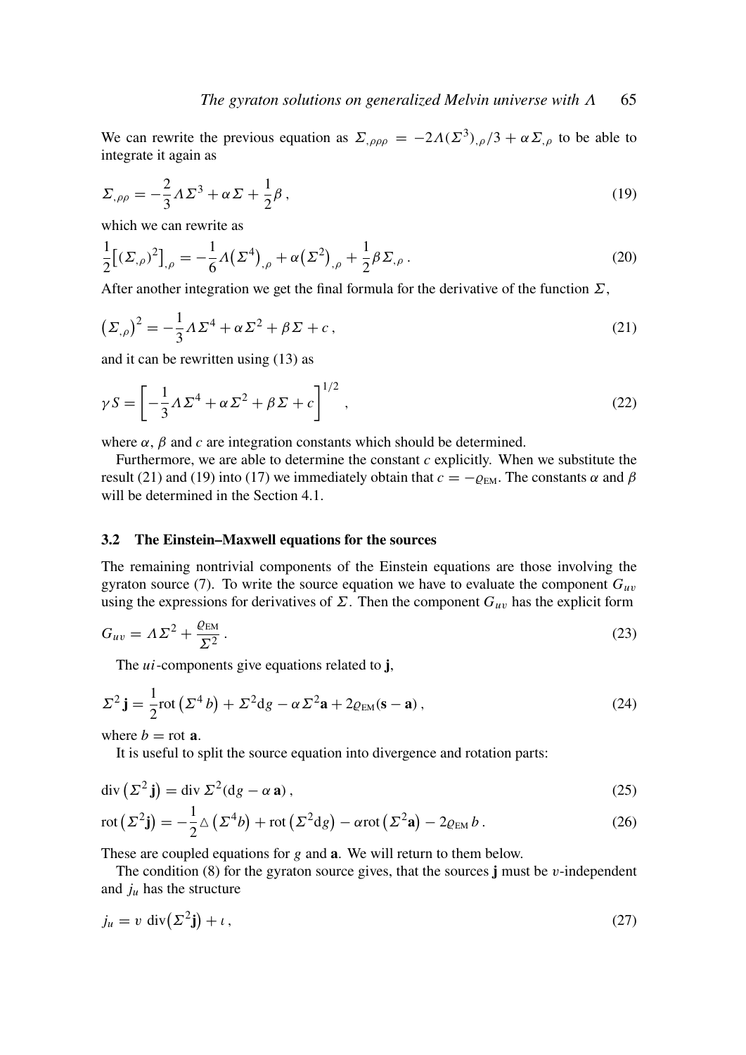We can rewrite the previous equation as $\Sigma_{,\rho\rho\rho} = -2\Lambda(\Sigma^3)_{,\rho}/3 + \alpha\Sigma_{,\rho}$ to be able to integrate it again as

$$\Sigma_{,\rho\rho} = -\frac{2}{3}\Lambda\Sigma^3 + \alpha\Sigma + \frac{1}{2}\beta\,, \tag{19}$$

which we can rewrite as

$$\frac{1}{2}\big[(\Sigma_{,\rho})^2\big]_{,\rho} = -\frac{1}{6}\Lambda\big(\Sigma^4\big)_{,\rho} + \alpha\big(\Sigma^2\big)_{,\rho} + \frac{1}{2}\beta\Sigma_{,\rho}\,. \tag{20}$$

After another integration we get the final formula for the derivative of the function $\Sigma$,

$$\big(\Sigma_{,\rho}\big)^2 = -\frac{1}{3}\Lambda\Sigma^4 + \alpha\Sigma^2 + \beta\Sigma + c\,, \tag{21}$$

and it can be rewritten using (13) as

$$\gamma S = \left[-\frac{1}{3}\Lambda\Sigma^4 + \alpha\Sigma^2 + \beta\Sigma + c\right]^{1/2}, \tag{22}$$

where $\alpha$, $\beta$ and $c$ are integration constants which should be determined.

Furthermore, we are able to determine the constant $c$ explicitly. When we substitute the result (21) and (19) into (17) we immediately obtain that $c = -\varrho_{\rm EM}$. The constants $\alpha$ and $\beta$ will be determined in the Section 4.1.

### 3.2 The Einstein–Maxwell equations for the sources

The remaining nontrivial components of the Einstein equations are those involving the gyraton source (7). To write the source equation we have to evaluate the component $G_{uv}$ using the expressions for derivatives of $\Sigma$. Then the component $G_{uv}$ has the explicit form

$$G_{uv} = \Lambda\Sigma^2 + \frac{\varrho_{\rm EM}}{\Sigma^2}\,. \tag{23}$$

The $ui$-components give equations related to $\mathbf{j}$,

$$\Sigma^2\,\mathbf{j} = \frac{1}{2}\mathrm{rot}\left(\Sigma^4\,b\right) + \Sigma^2\mathrm{d}g - \alpha\Sigma^2\mathbf{a} + 2\varrho_{\rm EM}(\mathbf{s}-\mathbf{a})\,, \tag{24}$$

where $b = \mathrm{rot}\;\mathbf{a}$.

It is useful to split the source equation into divergence and rotation parts:

$$\mathrm{div}\left(\Sigma^2\,\mathbf{j}\right) = \mathrm{div}\;\Sigma^2(\mathrm{d}g - \alpha\,\mathbf{a})\,, \tag{25}$$

$$\mathrm{rot}\left(\Sigma^2\mathbf{j}\right) = -\frac{1}{2}\triangle\left(\Sigma^4 b\right) + \mathrm{rot}\left(\Sigma^2\mathrm{d}g\right) - \alpha\mathrm{rot}\left(\Sigma^2\mathbf{a}\right) - 2\varrho_{\rm EM}\,b\,. \tag{26}$$

These are coupled equations for $g$ and $\mathbf{a}$. We will return to them below.

The condition (8) for the gyraton source gives, that the sources $\mathbf{j}$ must be $v$-independent and $j_u$ has the structure

$$j_u = v\;\mathrm{div}\big(\Sigma^2\mathbf{j}\big) + \iota\,, \tag{27}$$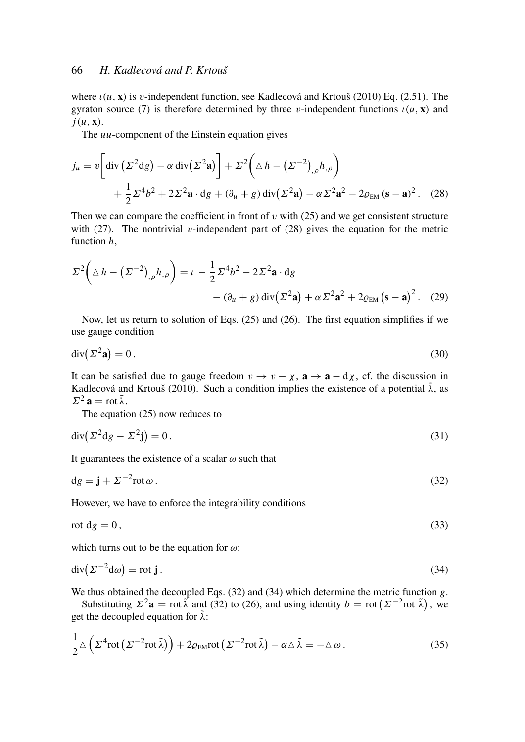where $\iota(u, \mathbf{x})$ is $v$-independent function, see Kadlecová and Krtouš (2010) Eq. (2.51). The gyraton source (7) is therefore determined by three $v$-independent functions $\iota(u, \mathbf{x})$ and $j(u, \mathbf{x})$.

The $uu$-component of the Einstein equation gives

$$
j_u = v\Big[\operatorname{div}\big(\Sigma^2 \mathrm{d}g\big) - \alpha \operatorname{div}\big(\Sigma^2 \mathbf{a}\big)\Big] + \Sigma^2\Big(\triangle h - \big(\Sigma^{-2}\big)_{,\rho} h_{,\rho}\Big) + \frac{1}{2}\Sigma^4 b^2 + 2\Sigma^2 \mathbf{a}\cdot \mathrm{d}g + (\partial_u + g)\operatorname{div}\big(\Sigma^2 \mathbf{a}\big) - \alpha\Sigma^2 \mathbf{a}^2 - 2\varrho_{\mathrm{EM}}\,(\mathbf{s}-\mathbf{a})^2 . \quad (28)
$$

Then we can compare the coefficient in front of $v$ with (25) and we get consistent structure with (27). The nontrivial $v$-independent part of (28) gives the equation for the metric function $h$,

$$
\Sigma^2\Big(\triangle h - \big(\Sigma^{-2}\big)_{,\rho} h_{,\rho}\Big) = \iota - \frac{1}{2}\Sigma^4 b^2 - 2\Sigma^2 \mathbf{a}\cdot \mathrm{d}g - (\partial_u + g)\operatorname{div}\big(\Sigma^2 \mathbf{a}\big) + \alpha\Sigma^2 \mathbf{a}^2 + 2\varrho_{\mathrm{EM}}\,\big(\mathbf{s}-\mathbf{a}\big)^2 . \quad (29)
$$

Now, let us return to solution of Eqs. (25) and (26). The first equation simplifies if we use gauge condition

$$
\operatorname{div}\big(\Sigma^2 \mathbf{a}\big) = 0 . \quad (30)
$$

It can be satisfied due to gauge freedom $v \to v - \chi$, $\mathbf{a} \to \mathbf{a} - \mathrm{d}\chi$, cf. the discussion in Kadlecová and Krtouš (2010). Such a condition implies the existence of a potential $\tilde{\lambda}$, as $\Sigma^2\,\mathbf{a} = \operatorname{rot}\tilde{\lambda}$.

The equation (25) now reduces to

$$
\operatorname{div}\big(\Sigma^2 \mathrm{d}g - \Sigma^2 \mathbf{j}\big) = 0 . \quad (31)
$$

It guarantees the existence of a scalar $\omega$ such that

$$
\mathrm{d}g = \mathbf{j} + \Sigma^{-2}\operatorname{rot}\omega . \quad (32)
$$

However, we have to enforce the integrability conditions

$$
\operatorname{rot}\,\mathrm{d}g = 0 , \quad (33)
$$

which turns out to be the equation for $\omega$:

$$
\operatorname{div}\big(\Sigma^{-2}\mathrm{d}\omega\big) = \operatorname{rot}\mathbf{j} . \quad (34)
$$

We thus obtained the decoupled Eqs. (32) and (34) which determine the metric function $g$.

Substituting $\Sigma^2\mathbf{a} = \operatorname{rot}\tilde{\lambda}$ and (32) to (26), and using identity $b = \operatorname{rot}\big(\Sigma^{-2}\operatorname{rot}\tilde{\lambda}\big)$, we get the decoupled equation for $\tilde{\lambda}$:

$$
\frac{1}{2}\triangle\Big(\Sigma^4 \operatorname{rot}\big(\Sigma^{-2}\operatorname{rot}\tilde{\lambda}\big)\Big) + 2\varrho_{\mathrm{EM}}\operatorname{rot}\big(\Sigma^{-2}\operatorname{rot}\tilde{\lambda}\big) - \alpha\triangle\tilde{\lambda} = -\triangle\,\omega . \quad (35)
$$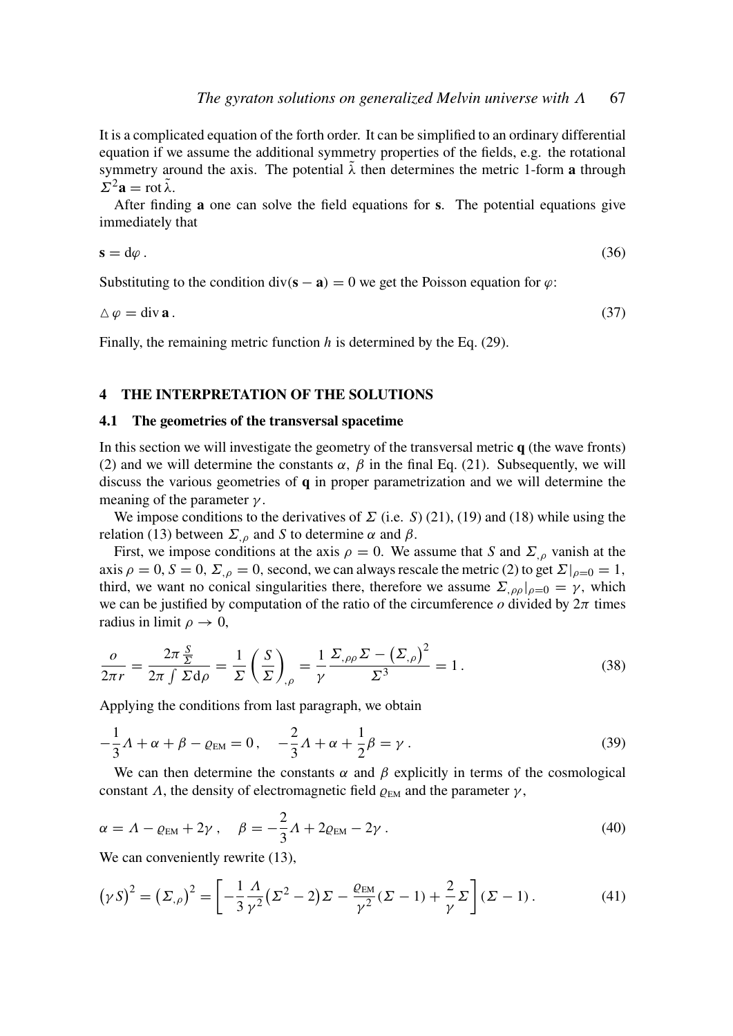It is a complicated equation of the forth order. It can be simplified to an ordinary differential equation if we assume the additional symmetry properties of the fields, e.g. the rotational symmetry around the axis. The potential $\tilde{\lambda}$ then determines the metric 1-form $\mathbf{a}$ through $\Sigma^2 \mathbf{a} = \operatorname{rot} \tilde{\lambda}$.

After finding $\mathbf{a}$ one can solve the field equations for $\mathbf{s}$. The potential equations give immediately that

$$\mathbf{s} = \mathrm{d}\varphi \,. \tag{36}$$

Substituting to the condition $\operatorname{div}(\mathbf{s} - \mathbf{a}) = 0$ we get the Poisson equation for $\varphi$:

$$\triangle \varphi = \operatorname{div} \mathbf{a} \,. \tag{37}$$

Finally, the remaining metric function $h$ is determined by the Eq. (29).

## 4 THE INTERPRETATION OF THE SOLUTIONS

### 4.1 The geometries of the transversal spacetime

In this section we will investigate the geometry of the transversal metric $\mathbf{q}$ (the wave fronts) (2) and we will determine the constants $\alpha$, $\beta$ in the final Eq. (21). Subsequently, we will discuss the various geometries of $\mathbf{q}$ in proper parametrization and we will determine the meaning of the parameter $\gamma$.

We impose conditions to the derivatives of $\Sigma$ (i.e. $S$) (21), (19) and (18) while using the relation (13) between $\Sigma_{,\rho}$ and $S$ to determine $\alpha$ and $\beta$.

First, we impose conditions at the axis $\rho = 0$. We assume that $S$ and $\Sigma_{,\rho}$ vanish at the axis $\rho = 0$, $S = 0$, $\Sigma_{,\rho} = 0$, second, we can always rescale the metric (2) to get $\Sigma|_{\rho=0} = 1$, third, we want no conical singularities there, therefore we assume $\Sigma_{,\rho\rho}|_{\rho=0} = \gamma$, which we can be justified by computation of the ratio of the circumference $o$ divided by $2\pi$ times radius in limit $\rho \to 0$,

$$\frac{o}{2\pi r} = \frac{2\pi \frac{S}{\Sigma}}{2\pi \int \Sigma \mathrm{d}\rho} = \frac{1}{\Sigma} \left( \frac{S}{\Sigma} \right)_{,\rho} = \frac{1}{\gamma} \frac{\Sigma_{,\rho\rho} \Sigma - \left( \Sigma_{,\rho} \right)^2}{\Sigma^3} = 1 \,. \tag{38}$$

Applying the conditions from last paragraph, we obtain

$$-\frac{1}{3}\Lambda + \alpha + \beta - \varrho_{\mathrm{EM}} = 0 \,, \quad -\frac{2}{3}\Lambda + \alpha + \frac{1}{2}\beta = \gamma \,. \tag{39}$$

We can then determine the constants $\alpha$ and $\beta$ explicitly in terms of the cosmological constant $\Lambda$, the density of electromagnetic field $\varrho_{\mathrm{EM}}$ and the parameter $\gamma$,

$$\alpha = \Lambda - \varrho_{\mathrm{EM}} + 2\gamma \,, \quad \beta = -\frac{2}{3}\Lambda + 2\varrho_{\mathrm{EM}} - 2\gamma \,. \tag{40}$$

We can conveniently rewrite (13),

$$\left( \gamma S \right)^2 = \left( \Sigma_{,\rho} \right)^2 = \left[ -\frac{1}{3}\frac{\Lambda}{\gamma^2} \left( \Sigma^2 - 2 \right) \Sigma - \frac{\varrho_{\mathrm{EM}}}{\gamma^2} (\Sigma - 1) + \frac{2}{\gamma} \Sigma \right] (\Sigma - 1) \,. \tag{41}$$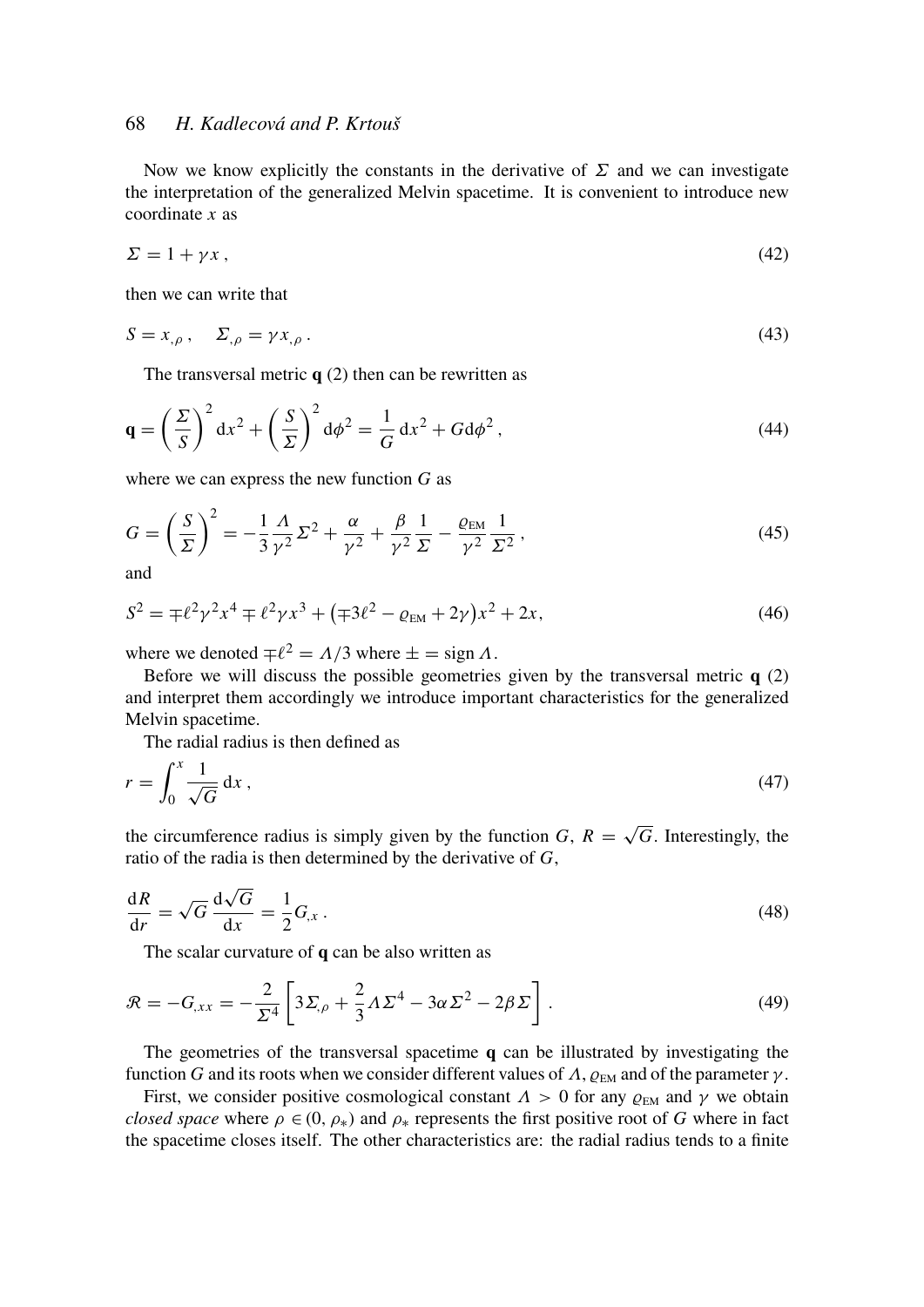Now we know explicitly the constants in the derivative of $\Sigma$ and we can investigate the interpretation of the generalized Melvin spacetime. It is convenient to introduce new coordinate $x$ as

$$\Sigma = 1 + \gamma x\,, \tag{42}$$

then we can write that

$$S = x_{,\rho}\,, \quad \Sigma_{,\rho} = \gamma x_{,\rho}\,. \tag{43}$$

The transversal metric $\mathbf{q}$ (2) then can be rewritten as

$$\mathbf{q} = \left(\frac{\Sigma}{S}\right)^2 \mathrm{d}x^2 + \left(\frac{S}{\Sigma}\right)^2 \mathrm{d}\phi^2 = \frac{1}{G}\,\mathrm{d}x^2 + G\mathrm{d}\phi^2\,, \tag{44}$$

where we can express the new function $G$ as

$$G = \left(\frac{S}{\Sigma}\right)^2 = -\frac{1}{3}\frac{\Lambda}{\gamma^2}\Sigma^2 + \frac{\alpha}{\gamma^2} + \frac{\beta}{\gamma^2}\frac{1}{\Sigma} - \frac{\varrho_{\mathrm{EM}}}{\gamma^2}\frac{1}{\Sigma^2}\,, \tag{45}$$

and

$$S^2 = \mp\ell^2\gamma^2 x^4 \mp \ell^2\gamma x^3 + \left(\mp 3\ell^2 - \varrho_{\mathrm{EM}} + 2\gamma\right)x^2 + 2x, \tag{46}$$

where we denoted $\mp\ell^2 = \Lambda/3$ where $\pm = \operatorname{sign}\Lambda$.

Before we will discuss the possible geometries given by the transversal metric $\mathbf{q}$ (2) and interpret them accordingly we introduce important characteristics for the generalized Melvin spacetime.

The radial radius is then defined as

$$r = \int_0^x \frac{1}{\sqrt{G}}\,\mathrm{d}x\,, \tag{47}$$

the circumference radius is simply given by the function $G$, $R = \sqrt{G}$. Interestingly, the ratio of the radia is then determined by the derivative of $G$,

$$\frac{\mathrm{d}R}{\mathrm{d}r} = \sqrt{G}\,\frac{\mathrm{d}\sqrt{G}}{\mathrm{d}x} = \frac{1}{2}G_{,x}\,. \tag{48}$$

The scalar curvature of $\mathbf{q}$ can be also written as

$$\mathcal{R} = -G_{,xx} = -\frac{2}{\Sigma^4}\left[3\Sigma_{,\rho} + \frac{2}{3}\Lambda\Sigma^4 - 3\alpha\Sigma^2 - 2\beta\Sigma\right]. \tag{49}$$

The geometries of the transversal spacetime $\mathbf{q}$ can be illustrated by investigating the function $G$ and its roots when we consider different values of $\Lambda$, $\varrho_{\mathrm{EM}}$ and of the parameter $\gamma$.

First, we consider positive cosmological constant $\Lambda > 0$ for any $\varrho_{\mathrm{EM}}$ and $\gamma$ we obtain *closed space* where $\rho \in (0, \rho_*)$ and $\rho_*$ represents the first positive root of $G$ where in fact the spacetime closes itself. The other characteristics are: the radial radius tends to a finite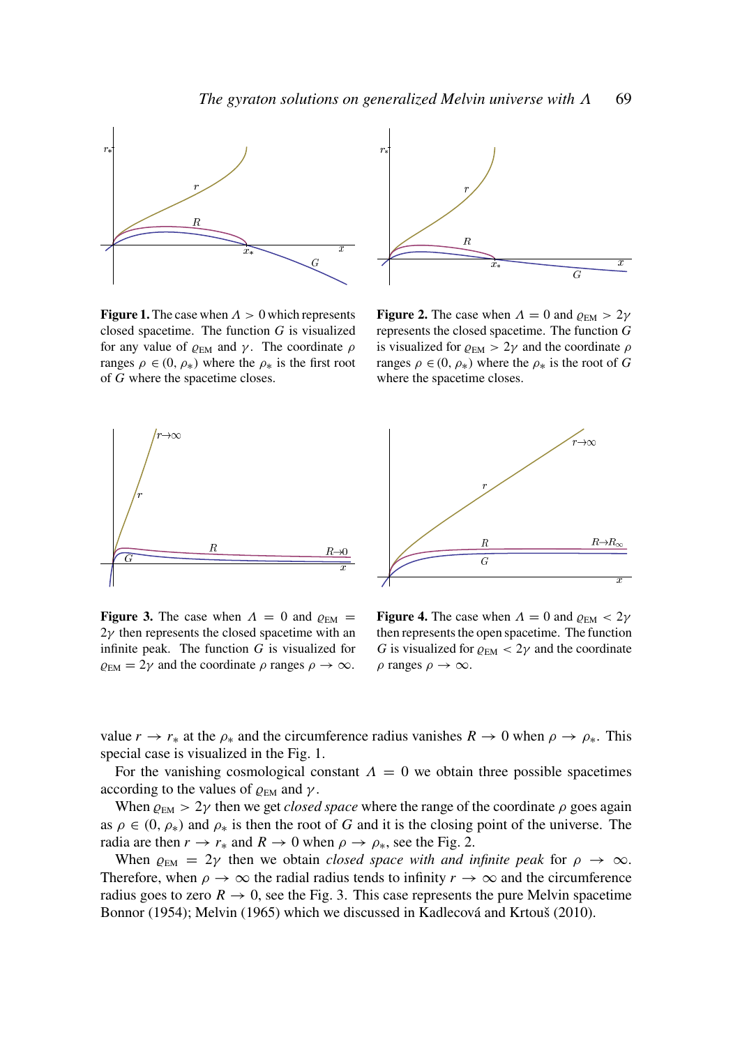**Figure 1.** The case when $\Lambda > 0$ which represents closed spacetime. The function $G$ is visualized for any value of $\varrho_{\rm EM}$ and $\gamma$. The coordinate $\rho$ ranges $\rho \in (0, \rho_*)$ where the $\rho_*$ is the first root of $G$ where the spacetime closes.

**Figure 2.** The case when $\Lambda = 0$ and $\varrho_{\rm EM} > 2\gamma$ represents the closed spacetime. The function $G$ is visualized for $\varrho_{\rm EM} > 2\gamma$ and the coordinate $\rho$ ranges $\rho \in (0, \rho_*)$ where the $\rho_*$ is the root of $G$ where the spacetime closes.

**Figure 3.** The case when $\Lambda = 0$ and $\varrho_{\rm EM} = 2\gamma$ then represents the closed spacetime with an infinite peak. The function $G$ is visualized for $\varrho_{\rm EM} = 2\gamma$ and the coordinate $\rho$ ranges $\rho \to \infty$.

**Figure 4.** The case when $\Lambda = 0$ and $\varrho_{\rm EM} < 2\gamma$ then represents the open spacetime. The function $G$ is visualized for $\varrho_{\rm EM} < 2\gamma$ and the coordinate $\rho$ ranges $\rho \to \infty$.

value $r \to r_*$ at the $\rho_*$ and the circumference radius vanishes $R \to 0$ when $\rho \to \rho_*$. This special case is visualized in the Fig. 1.

For the vanishing cosmological constant $\Lambda = 0$ we obtain three possible spacetimes according to the values of $\varrho_{\rm EM}$ and $\gamma$.

When $\varrho_{\rm EM} > 2\gamma$ then we get *closed space* where the range of the coordinate $\rho$ goes again as $\rho \in (0, \rho_*)$ and $\rho_*$ is then the root of $G$ and it is the closing point of the universe. The radia are then $r \to r_*$ and $R \to 0$ when $\rho \to \rho_*$, see the Fig. 2.

When $\varrho_{\rm EM} = 2\gamma$ then we obtain *closed space with and infinite peak* for $\rho \to \infty$. Therefore, when $\rho \to \infty$ the radial radius tends to infinity $r \to \infty$ and the circumference radius goes to zero $R \to 0$, see the Fig. 3. This case represents the pure Melvin spacetime Bonnor (1954); Melvin (1965) which we discussed in Kadlecová and Krtouš (2010).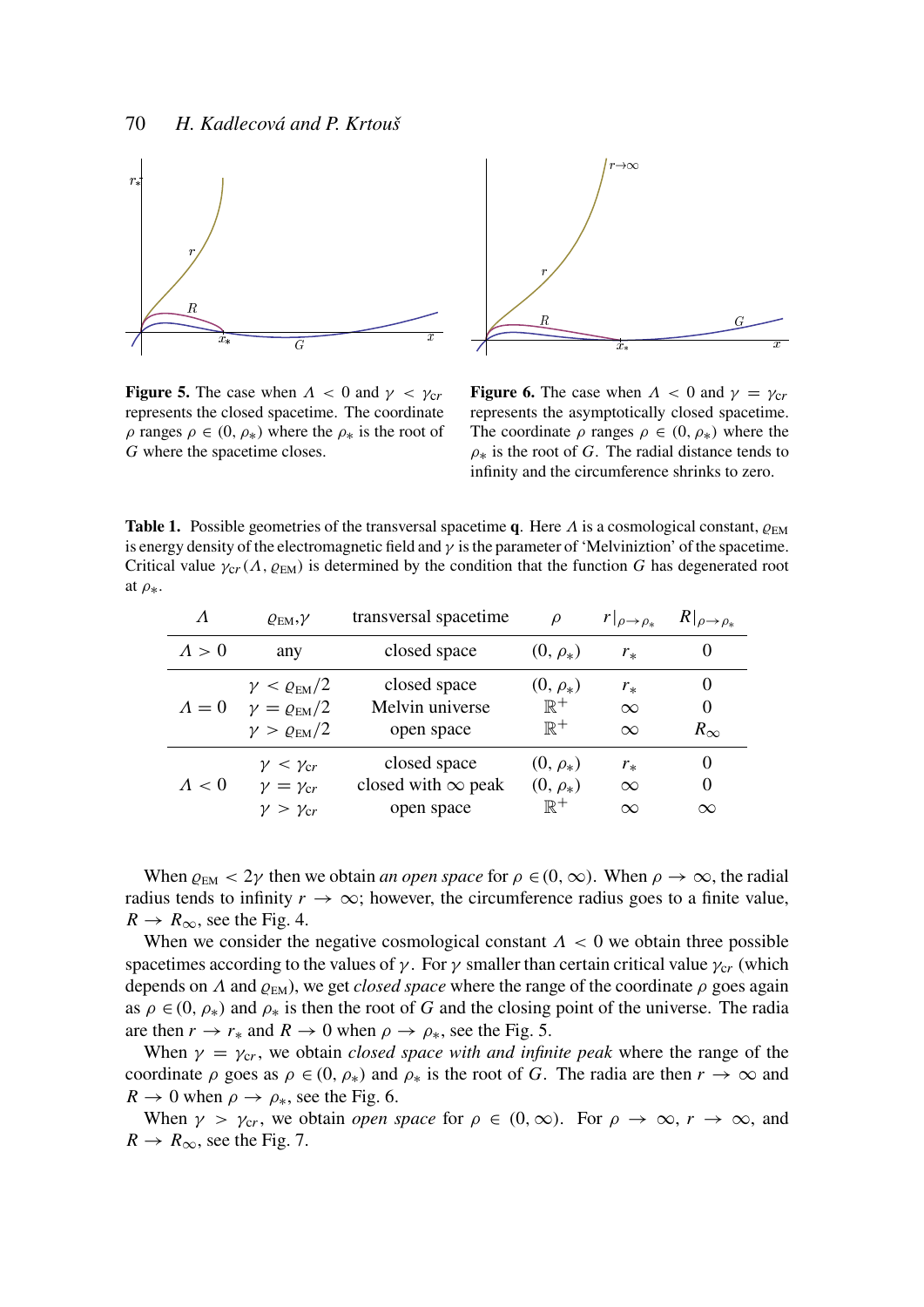**Figure 5.** The case when $\Lambda < 0$ and $\gamma < \gamma_{cr}$ represents the closed spacetime. The coordinate $\rho$ ranges $\rho \in (0, \rho_*)$ where the $\rho_*$ is the root of $G$ where the spacetime closes.

**Figure 6.** The case when $\Lambda < 0$ and $\gamma = \gamma_{cr}$ represents the asymptotically closed spacetime. The coordinate $\rho$ ranges $\rho \in (0, \rho_*)$ where the $\rho_*$ is the root of $G$. The radial distance tends to infinity and the circumference shrinks to zero.

**Table 1.** Possible geometries of the transversal spacetime **q**. Here $\Lambda$ is a cosmological constant, $\varrho_{\rm EM}$ is energy density of the electromagnetic field and $\gamma$ is the parameter of 'Melvinization' of the spacetime. Critical value $\gamma_{cr}(\Lambda, \varrho_{\rm EM})$ is determined by the condition that the function $G$ has degenerated root at $\rho_*$.

| $\Lambda$ | $\varrho_{\rm EM},\gamma$ | transversal spacetime | $\rho$ | $r\vert_{\rho\to\rho_*}$ | $R\vert_{\rho\to\rho_*}$ |
|---|---|---|---|---|---|
| $\Lambda > 0$ | any | closed space | $(0, \rho_*)$ | $r_*$ | 0 |
| $\Lambda = 0$ | $\gamma < \varrho_{\rm EM}/2$ | closed space | $(0, \rho_*)$ | $r_*$ | 0 |
| | $\gamma = \varrho_{\rm EM}/2$ | Melvin universe | $\mathbb{R}^+$ | $\infty$ | 0 |
| | $\gamma > \varrho_{\rm EM}/2$ | open space | $\mathbb{R}^+$ | $\infty$ | $R_\infty$ |
| $\Lambda < 0$ | $\gamma < \gamma_{\rm cr}$ | closed space | $(0, \rho_*)$ | $r_*$ | 0 |
| | $\gamma = \gamma_{\rm cr}$ | closed with $\infty$ peak | $(0, \rho_*)$ | $\infty$ | 0 |
| | $\gamma > \gamma_{\rm cr}$ | open space | $\mathbb{R}^+$ | $\infty$ | $\infty$ |

When $\varrho_{\rm EM} < 2\gamma$ then we obtain *an open space* for $\rho \in (0, \infty)$. When $\rho \to \infty$, the radial radius tends to infinity $r \to \infty$; however, the circumference radius goes to a finite value, $R \to R_\infty$, see the Fig. 4.

When we consider the negative cosmological constant $\Lambda < 0$ we obtain three possible spacetimes according to the values of $\gamma$. For $\gamma$ smaller than certain critical value $\gamma_{\rm cr}$ (which depends on $\Lambda$ and $\varrho_{\rm EM}$), we get *closed space* where the range of the coordinate $\rho$ goes again as $\rho \in (0, \rho_*)$ and $\rho_*$ is then the root of $G$ and the closing point of the universe. The radia are then $r \to r_*$ and $R \to 0$ when $\rho \to \rho_*$, see the Fig. 5.

When $\gamma = \gamma_{\rm cr}$, we obtain *closed space with and infinite peak* where the range of the coordinate $\rho$ goes as $\rho \in (0, \rho_*)$ and $\rho_*$ is the root of $G$. The radia are then $r \to \infty$ and $R \to 0$ when $\rho \to \rho_*$, see the Fig. 6.

When $\gamma > \gamma_{\rm cr}$, we obtain *open space* for $\rho \in (0, \infty)$. For $\rho \to \infty$, $r \to \infty$, and $R \to R_\infty$, see the Fig. 7.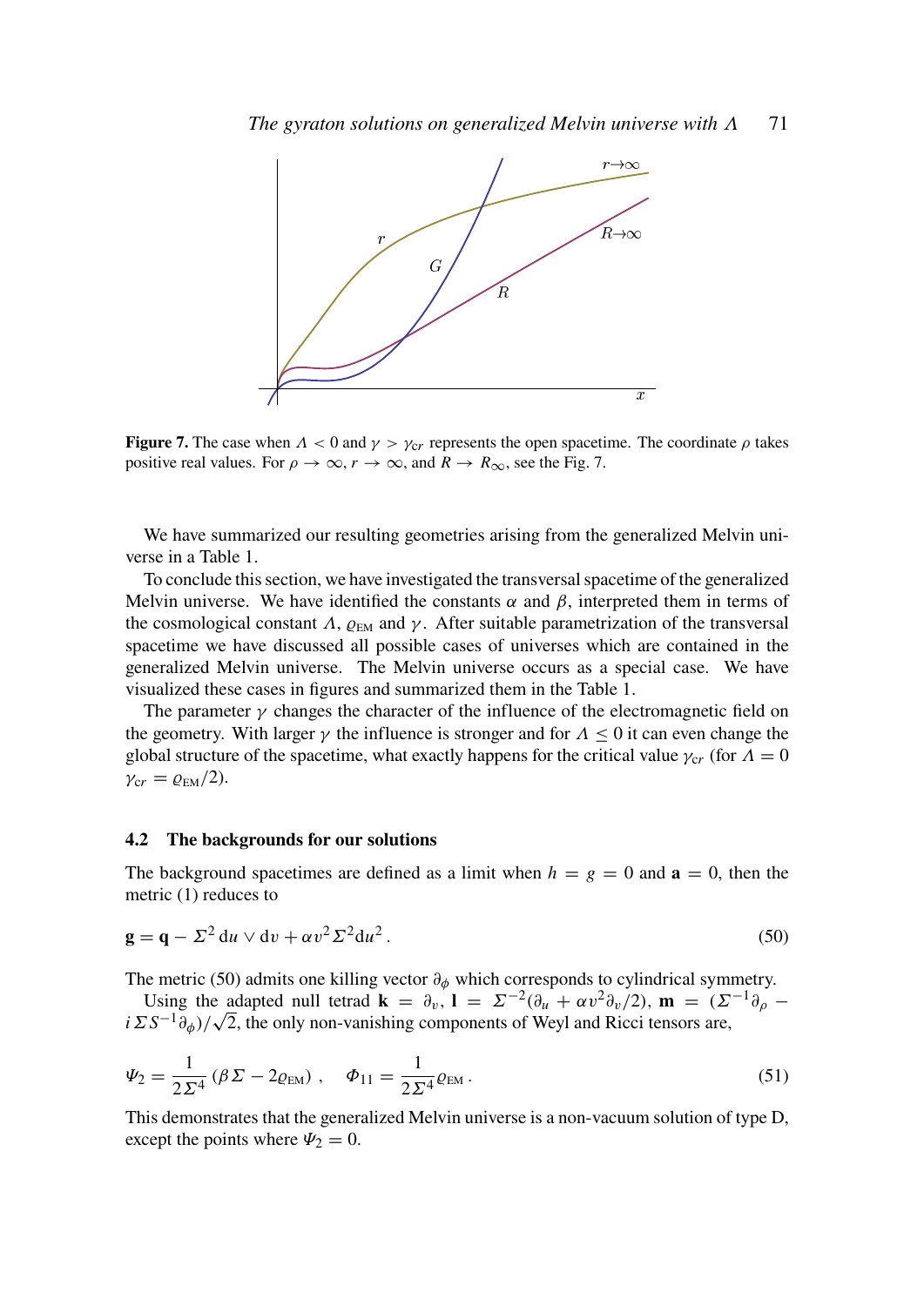**Figure 7.** The case when $\Lambda < 0$ and $\gamma > \gamma_{cr}$ represents the open spacetime. The coordinate $\rho$ takes positive real values. For $\rho \to \infty$, $r \to \infty$, and $R \to R_\infty$, see the Fig. 7.

We have summarized our resulting geometries arising from the generalized Melvin universe in a Table 1.

To conclude this section, we have investigated the transversal spacetime of the generalized Melvin universe. We have identified the constants $\alpha$ and $\beta$, interpreted them in terms of the cosmological constant $\Lambda$, $\varrho_{\rm EM}$ and $\gamma$. After suitable parametrization of the transversal spacetime we have discussed all possible cases of universes which are contained in the generalized Melvin universe. The Melvin universe occurs as a special case. We have visualized these cases in figures and summarized them in the Table 1.

The parameter $\gamma$ changes the character of the influence of the electromagnetic field on the geometry. With larger $\gamma$ the influence is stronger and for $\Lambda \leq 0$ it can even change the global structure of the spacetime, what exactly happens for the critical value $\gamma_{cr}$ (for $\Lambda = 0$ $\gamma_{cr} = \varrho_{\rm EM}/2$).

### 4.2 The backgrounds for our solutions

The background spacetimes are defined as a limit when $h = g = 0$ and $\mathbf{a} = 0$, then the metric (1) reduces to

$$\mathbf{g} = \mathbf{q} - \Sigma^2\, \mathrm{d}u \vee \mathrm{d}v + \alpha v^2 \Sigma^2 \mathrm{d}u^2\,. \tag{50}$$

The metric (50) admits one killing vector $\partial_\phi$ which corresponds to cylindrical symmetry.

Using the adapted null tetrad $\mathbf{k} = \partial_v$, $\mathbf{l} = \Sigma^{-2}(\partial_u + \alpha v^2 \partial_v/2)$, $\mathbf{m} = (\Sigma^{-1}\partial_\rho - i\,\Sigma S^{-1}\partial_\phi)/\sqrt{2}$, the only non-vanishing components of Weyl and Ricci tensors are,

$$\Psi_2 = \frac{1}{2\Sigma^4}\left(\beta\Sigma - 2\varrho_{\rm EM}\right)\,, \quad \Phi_{11} = \frac{1}{2\Sigma^4}\varrho_{\rm EM}\,. \tag{51}$$

This demonstrates that the generalized Melvin universe is a non-vacuum solution of type D, except the points where $\Psi_2 = 0$.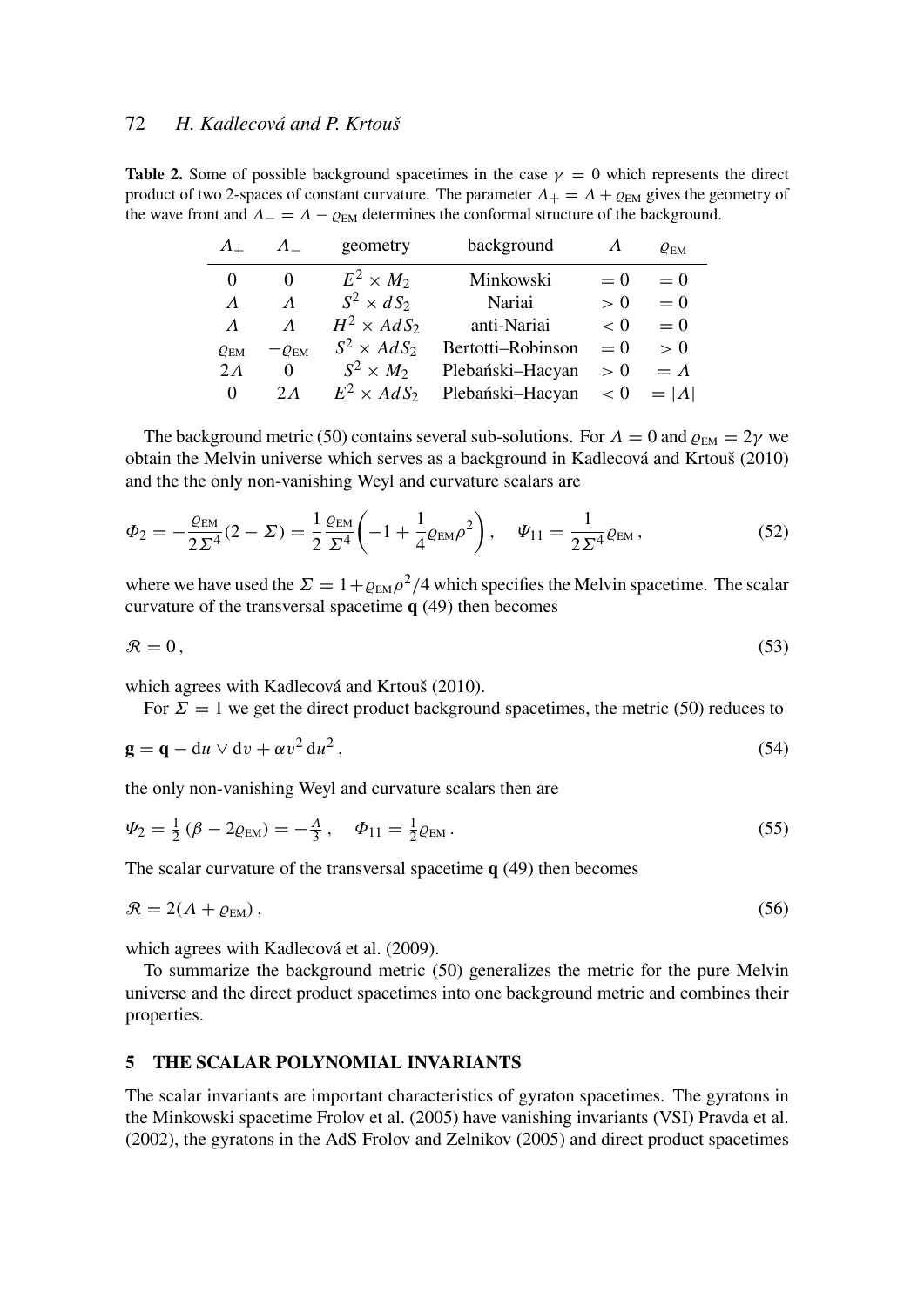**Table 2.** Some of possible background spacetimes in the case $\gamma = 0$ which represents the direct product of two 2-spaces of constant curvature. The parameter $\Lambda_+ = \Lambda + \varrho_{\rm EM}$ gives the geometry of the wave front and $\Lambda_- = \Lambda - \varrho_{\rm EM}$ determines the conformal structure of the background.

| $\Lambda_+$ | $\Lambda_-$ | geometry | background | $\Lambda$ | $\varrho_{\rm EM}$ |
|---|---|---|---|---|---|
| 0 | 0 | $E^2 \times M_2$ | Minkowski | $= 0$ | $= 0$ |
| $\Lambda$ | $\Lambda$ | $S^2 \times dS_2$ | Nariai | $> 0$ | $= 0$ |
| $\Lambda$ | $\Lambda$ | $H^2 \times AdS_2$ | anti-Nariai | $< 0$ | $= 0$ |
| $\varrho_{\rm EM}$ | $-\varrho_{\rm EM}$ | $S^2 \times AdS_2$ | Bertotti–Robinson | $= 0$ | $> 0$ |
| $2\Lambda$ | 0 | $S^2 \times M_2$ | Plebański–Hacyan | $> 0$ | $= \Lambda$ |
| 0 | $2\Lambda$ | $E^2 \times AdS_2$ | Plebański–Hacyan | $< 0$ | $= \lvert\Lambda\rvert$ |

The background metric (50) contains several sub-solutions. For $\Lambda = 0$ and $\varrho_{\rm EM} = 2\gamma$ we obtain the Melvin universe which serves as a background in Kadlecová and Krtouš (2010) and the the only non-vanishing Weyl and curvature scalars are

$$\Phi_2 = -\frac{\varrho_{\rm EM}}{2\Sigma^4}(2 - \Sigma) = \frac{1}{2}\frac{\varrho_{\rm EM}}{\Sigma^4}\left(-1 + \frac{1}{4}\varrho_{\rm EM}\rho^2\right), \quad \Psi_{11} = \frac{1}{2\Sigma^4}\varrho_{\rm EM}\,, \tag{52}$$

where we have used the $\Sigma = 1+\varrho_{\rm EM}\rho^2/4$ which specifies the Melvin spacetime. The scalar curvature of the transversal spacetime $\mathbf{q}$ (49) then becomes

$$\mathcal{R} = 0\,, \tag{53}$$

which agrees with Kadlecová and Krtouš (2010).

For $\Sigma = 1$ we get the direct product background spacetimes, the metric (50) reduces to

$$\mathbf{g} = \mathbf{q} - \mathrm{d}u \vee \mathrm{d}v + \alpha v^2\, \mathrm{d}u^2\,, \tag{54}$$

the only non-vanishing Weyl and curvature scalars then are

$$\Psi_2 = \tfrac{1}{2}\left(\beta - 2\varrho_{\rm EM}\right) = -\tfrac{\Lambda}{3}\,, \quad \Phi_{11} = \tfrac{1}{2}\varrho_{\rm EM}\,. \tag{55}$$

The scalar curvature of the transversal spacetime $\mathbf{q}$ (49) then becomes

$$\mathcal{R} = 2(\Lambda + \varrho_{\rm EM})\,, \tag{56}$$

which agrees with Kadlecová et al. (2009).

To summarize the background metric (50) generalizes the metric for the pure Melvin universe and the direct product spacetimes into one background metric and combines their properties.

## 5 THE SCALAR POLYNOMIAL INVARIANTS

The scalar invariants are important characteristics of gyraton spacetimes. The gyratons in the Minkowski spacetime Frolov et al. (2005) have vanishing invariants (VSI) Pravda et al. (2002), the gyratons in the AdS Frolov and Zelnikov (2005) and direct product spacetimes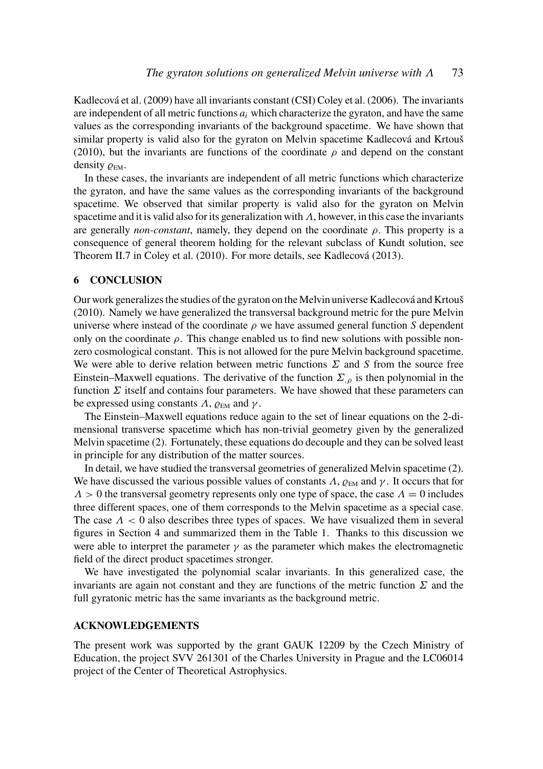Kadlecová et al. (2009) have all invariants constant (CSI) Coley et al. (2006). The invariants are independent of all metric functions $a_i$ which characterize the gyraton, and have the same values as the corresponding invariants of the background spacetime. We have shown that similar property is valid also for the gyraton on Melvin spacetime Kadlecová and Krtouš (2010), but the invariants are functions of the coordinate $\rho$ and depend on the constant density $\varrho_{\rm EM}$.

In these cases, the invariants are independent of all metric functions which characterize the gyraton, and have the same values as the corresponding invariants of the background spacetime. We observed that similar property is valid also for the gyraton on Melvin spacetime and it is valid also for its generalization with $\Lambda$, however, in this case the invariants are generally *non-constant*, namely, they depend on the coordinate $\rho$. This property is a consequence of general theorem holding for the relevant subclass of Kundt solution, see Theorem II.7 in Coley et al. (2010). For more details, see Kadlecová (2013).

## 6 CONCLUSION

Our work generalizes the studies of the gyraton on the Melvin universe Kadlecová and Krtouš (2010). Namely we have generalized the transversal background metric for the pure Melvin universe where instead of the coordinate $\rho$ we have assumed general function $S$ dependent only on the coordinate $\rho$. This change enabled us to find new solutions with possible non-zero cosmological constant. This is not allowed for the pure Melvin background spacetime. We were able to derive relation between metric functions $\Sigma$ and $S$ from the source free Einstein–Maxwell equations. The derivative of the function $\Sigma_{,\rho}$ is then polynomial in the function $\Sigma$ itself and contains four parameters. We have showed that these parameters can be expressed using constants $\Lambda$, $\varrho_{\rm EM}$ and $\gamma$.

The Einstein–Maxwell equations reduce again to the set of linear equations on the 2-dimensional transverse spacetime which has non-trivial geometry given by the generalized Melvin spacetime (2). Fortunately, these equations do decouple and they can be solved least in principle for any distribution of the matter sources.

In detail, we have studied the transversal geometries of generalized Melvin spacetime (2). We have discussed the various possible values of constants $\Lambda$, $\varrho_{\rm EM}$ and $\gamma$. It occurs that for $\Lambda > 0$ the transversal geometry represents only one type of space, the case $\Lambda = 0$ includes three different spaces, one of them corresponds to the Melvin spacetime as a special case. The case $\Lambda < 0$ also describes three types of spaces. We have visualized them in several figures in Section 4 and summarized them in the Table 1. Thanks to this discussion we were able to interpret the parameter $\gamma$ as the parameter which makes the electromagnetic field of the direct product spacetimes stronger.

We have investigated the polynomial scalar invariants. In this generalized case, the invariants are again not constant and they are functions of the metric function $\Sigma$ and the full gyratonic metric has the same invariants as the background metric.

## ACKNOWLEDGEMENTS

The present work was supported by the grant GAUK 12209 by the Czech Ministry of Education, the project SVV 261301 of the Charles University in Prague and the LC06014 project of the Center of Theoretical Astrophysics.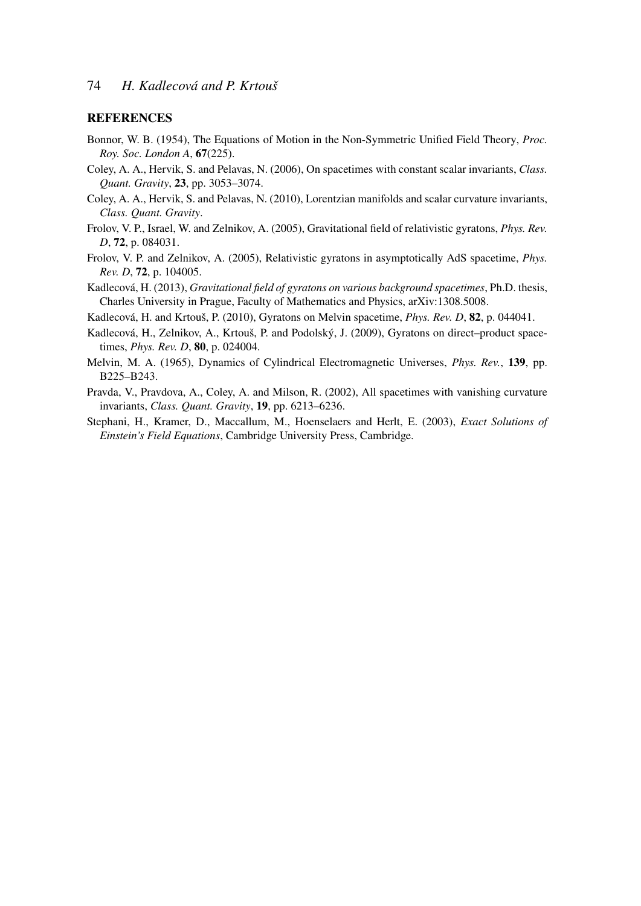## REFERENCES

Bonnor, W. B. (1954), The Equations of Motion in the Non-Symmetric Unified Field Theory, *Proc. Roy. Soc. London A*, **67**(225).

Coley, A. A., Hervik, S. and Pelavas, N. (2006), On spacetimes with constant scalar invariants, *Class. Quant. Gravity*, **23**, pp. 3053–3074.

Coley, A. A., Hervik, S. and Pelavas, N. (2010), Lorentzian manifolds and scalar curvature invariants, *Class. Quant. Gravity*.

Frolov, V. P., Israel, W. and Zelnikov, A. (2005), Gravitational field of relativistic gyratons, *Phys. Rev. D*, **72**, p. 084031.

Frolov, V. P. and Zelnikov, A. (2005), Relativistic gyratons in asymptotically AdS spacetime, *Phys. Rev. D*, **72**, p. 104005.

Kadlecová, H. (2013), *Gravitational field of gyratons on various background spacetimes*, Ph.D. thesis, Charles University in Prague, Faculty of Mathematics and Physics, arXiv:1308.5008.

Kadlecová, H. and Krtouš, P. (2010), Gyratons on Melvin spacetime, *Phys. Rev. D*, **82**, p. 044041.

Kadlecová, H., Zelnikov, A., Krtouš, P. and Podolský, J. (2009), Gyratons on direct–product spacetimes, *Phys. Rev. D*, **80**, p. 024004.

Melvin, M. A. (1965), Dynamics of Cylindrical Electromagnetic Universes, *Phys. Rev.*, **139**, pp. B225–B243.

Pravda, V., Pravdova, A., Coley, A. and Milson, R. (2002), All spacetimes with vanishing curvature invariants, *Class. Quant. Gravity*, **19**, pp. 6213–6236.

Stephani, H., Kramer, D., Maccallum, M., Hoenselaers and Herlt, E. (2003), *Exact Solutions of Einstein's Field Equations*, Cambridge University Press, Cambridge.